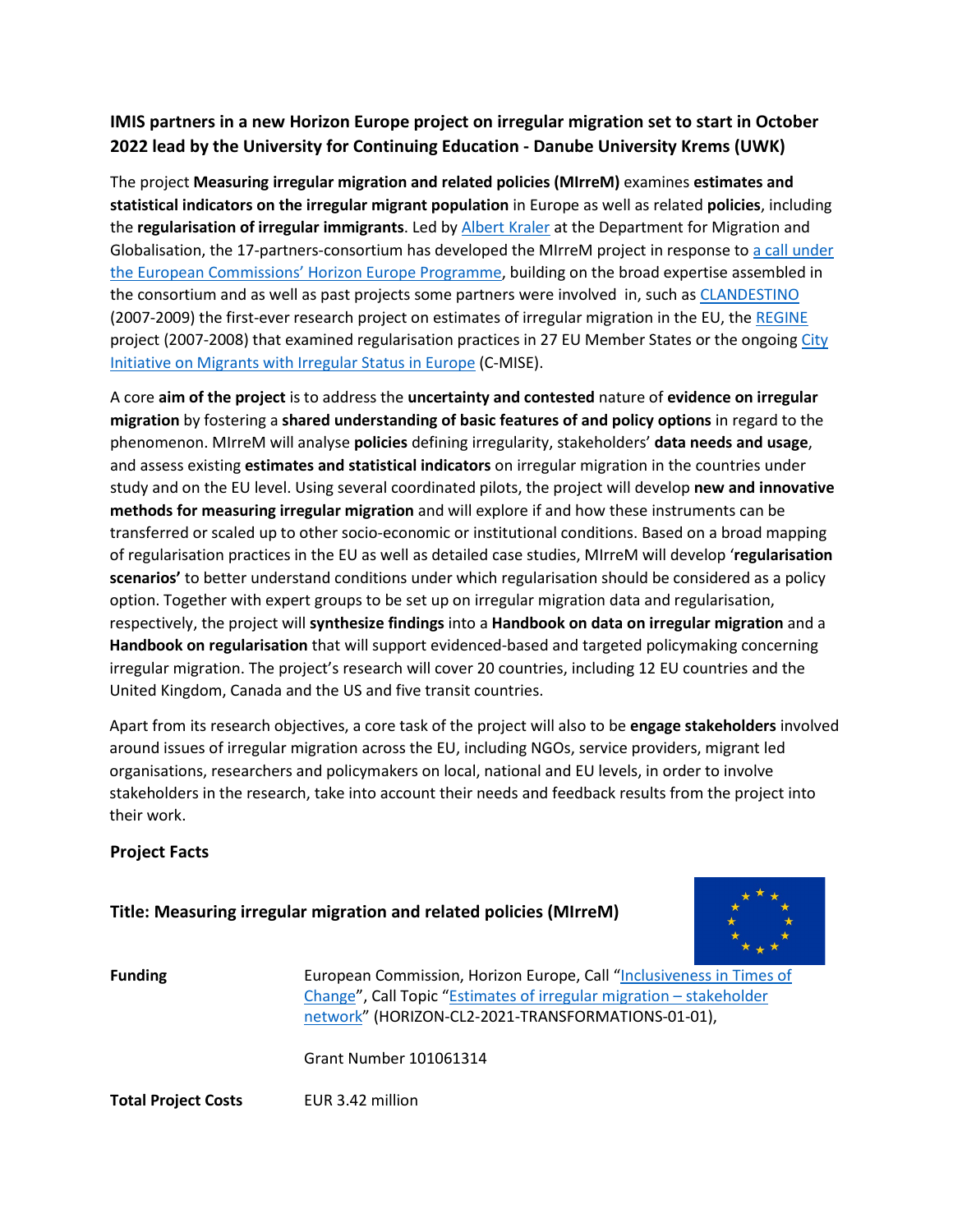**IMIS partners in a new Horizon Europe project on irregular migration set to start in October 2022 lead by the University for Continuing Education - Danube University Krems (UWK)**

The project **Measuring irregular migration and related policies (MIrreM)** examines **estimates and statistical indicators on the irregular migrant population** in Europe as well as related **policies**, including the **regularisation of irregular immigrants**. Led by Albert Kraler at the Department for Migration and Globalisation, the 17-partners-consortium has developed the MIrreM project in response to a call under the European Commissions' Horizon Europe Programme, building on the broad expertise assembled in the consortium and as well as past projects some partners were involved in, such as CLANDESTINO (2007-2009) the first-ever research project on estimates of irregular migration in the EU, the REGINE project (2007-2008) that examined regularisation practices in 27 EU Member States or the ongoing City Initiative on Migrants with Irregular Status in Europe (C-MISE).

A core **aim of the project** is to address the **uncertainty and contested** nature of **evidence on irregular migration** by fostering a **shared understanding of basic features of and policy options** in regard to the phenomenon. MIrreM will analyse **policies** defining irregularity, stakeholders' **data needs and usage**, and assess existing **estimates and statistical indicators** on irregular migration in the countries under study and on the EU level. Using several coordinated pilots, the project will develop **new and innovative methods for measuring irregular migration** and will explore if and how these instruments can be transferred or scaled up to other socio-economic or institutional conditions. Based on a broad mapping of regularisation practices in the EU as well as detailed case studies, MIrreM will develop '**regularisation scenarios'** to better understand conditions under which regularisation should be considered as a policy option. Together with expert groups to be set up on irregular migration data and regularisation, respectively, the project will **synthesize findings** into a **Handbook on data on irregular migration** and a **Handbook on regularisation** that will support evidenced-based and targeted policymaking concerning irregular migration. The project's research will cover 20 countries, including 12 EU countries and the United Kingdom, Canada and the US and five transit countries.

Apart from its research objectives, a core task of the project will also to be **engage stakeholders** involved around issues of irregular migration across the EU, including NGOs, service providers, migrant led organisations, researchers and policymakers on local, national and EU levels, in order to involve stakeholders in the research, take into account their needs and feedback results from the project into their work.

## Project Facts

### Title: Measuring irregular migration and related policies (MIrreM)

| | |
|---|---|
| **Funding** | European Commission, Horizon Europe, Call "Inclusiveness in Times of Change", Call Topic "Estimates of irregular migration – stakeholder network" (HORIZON-CL2-2021-TRANSFORMATIONS-01-01),<br><br>Grant Number 101061314 |
| **Total Project Costs** | EUR 3.42 million |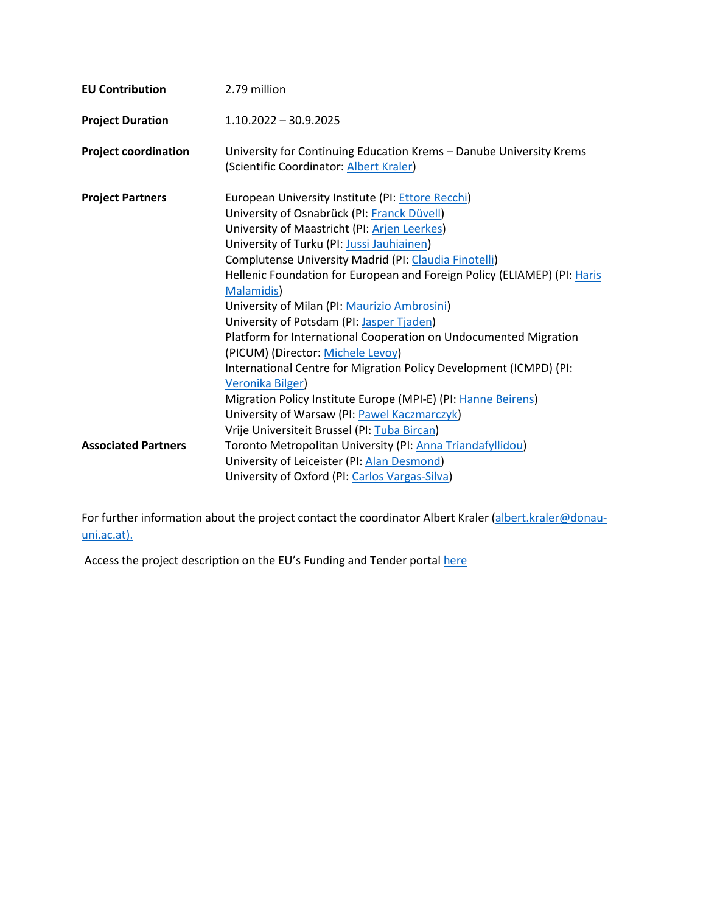| | |
|---|---|
| **EU Contribution** | 2.79 million |
| **Project Duration** | 1.10.2022 – 30.9.2025 |
| **Project coordination** | University for Continuing Education Krems – Danube University Krems (Scientific Coordinator: Albert Kraler) |
| **Project Partners** | European University Institute (PI: Ettore Recchi)<br>University of Osnabrück (PI: Franck Düvell)<br>University of Maastricht (PI: Arjen Leerkes)<br>University of Turku (PI: Jussi Jauhiainen)<br>Complutense University Madrid (PI: Claudia Finotelli)<br>Hellenic Foundation for European and Foreign Policy (ELIAMEP) (PI: Haris Malamidis)<br>University of Milan (PI: Maurizio Ambrosini)<br>University of Potsdam (PI: Jasper Tjaden)<br>Platform for International Cooperation on Undocumented Migration (PICUM) (Director: Michele Levoy)<br>International Centre for Migration Policy Development (ICMPD) (PI: Veronika Bilger)<br>Migration Policy Institute Europe (MPI-E) (PI: Hanne Beirens)<br>University of Warsaw (PI: Pawel Kaczmarczyk)<br>Vrije Universiteit Brussel (PI: Tuba Bircan) |
| **Associated Partners** | Toronto Metropolitan University (PI: Anna Triandafyllidou)<br>University of Leiceister (PI: Alan Desmond)<br>University of Oxford (PI: Carlos Vargas-Silva) |

For further information about the project contact the coordinator Albert Kraler (albert.kraler@donau-uni.ac.at).

Access the project description on the EU's Funding and Tender portal here